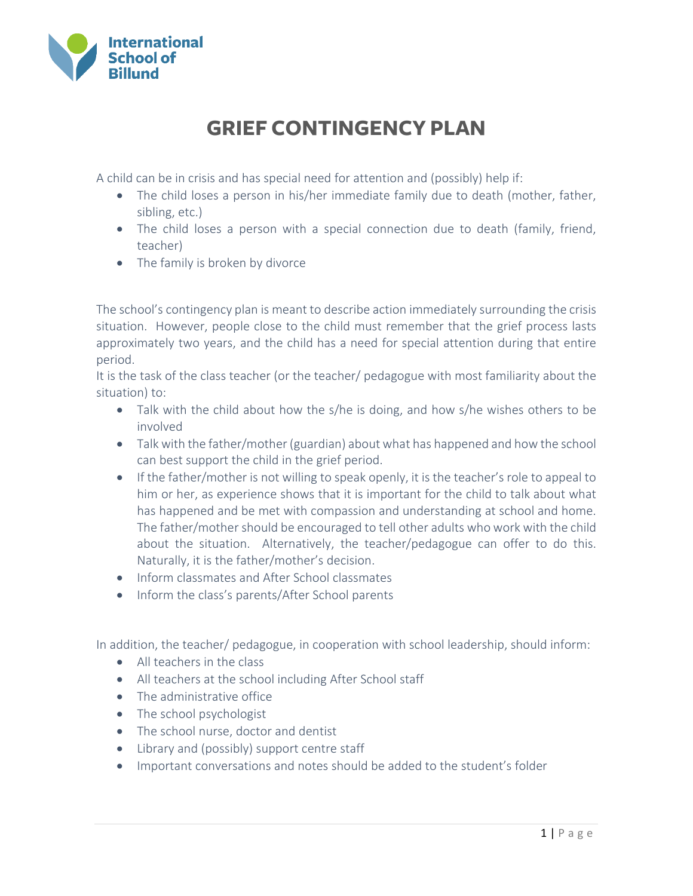International School of Billund

# GRIEF CONTINGENCY PLAN

A child can be in crisis and has special need for attention and (possibly) help if:

- The child loses a person in his/her immediate family due to death (mother, father, sibling, etc.)
- The child loses a person with a special connection due to death (family, friend, teacher)
- The family is broken by divorce

The school's contingency plan is meant to describe action immediately surrounding the crisis situation. However, people close to the child must remember that the grief process lasts approximately two years, and the child has a need for special attention during that entire period.

It is the task of the class teacher (or the teacher/ pedagogue with most familiarity about the situation) to:

- Talk with the child about how the s/he is doing, and how s/he wishes others to be involved
- Talk with the father/mother (guardian) about what has happened and how the school can best support the child in the grief period.
- If the father/mother is not willing to speak openly, it is the teacher's role to appeal to him or her, as experience shows that it is important for the child to talk about what has happened and be met with compassion and understanding at school and home. The father/mother should be encouraged to tell other adults who work with the child about the situation. Alternatively, the teacher/pedagogue can offer to do this. Naturally, it is the father/mother's decision.
- Inform classmates and After School classmates
- Inform the class's parents/After School parents

In addition, the teacher/ pedagogue, in cooperation with school leadership, should inform:

- All teachers in the class
- All teachers at the school including After School staff
- The administrative office
- The school psychologist
- The school nurse, doctor and dentist
- Library and (possibly) support centre staff
- Important conversations and notes should be added to the student's folder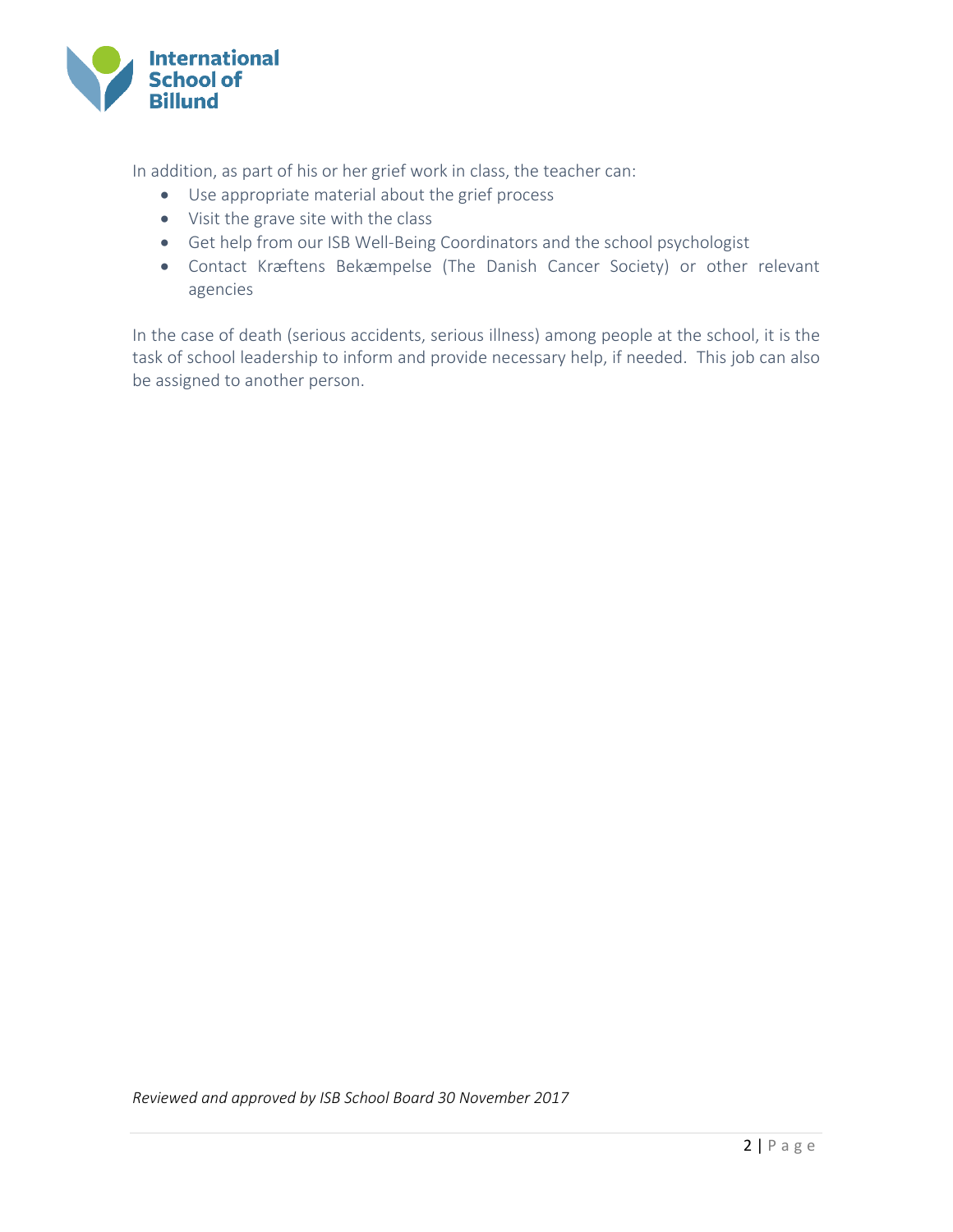In addition, as part of his or her grief work in class, the teacher can:

- Use appropriate material about the grief process
- Visit the grave site with the class
- Get help from our ISB Well-Being Coordinators and the school psychologist
- Contact Kræftens Bekæmpelse (The Danish Cancer Society) or other relevant agencies

In the case of death (serious accidents, serious illness) among people at the school, it is the task of school leadership to inform and provide necessary help, if needed. This job can also be assigned to another person.

*Reviewed and approved by ISB School Board 30 November 2017*